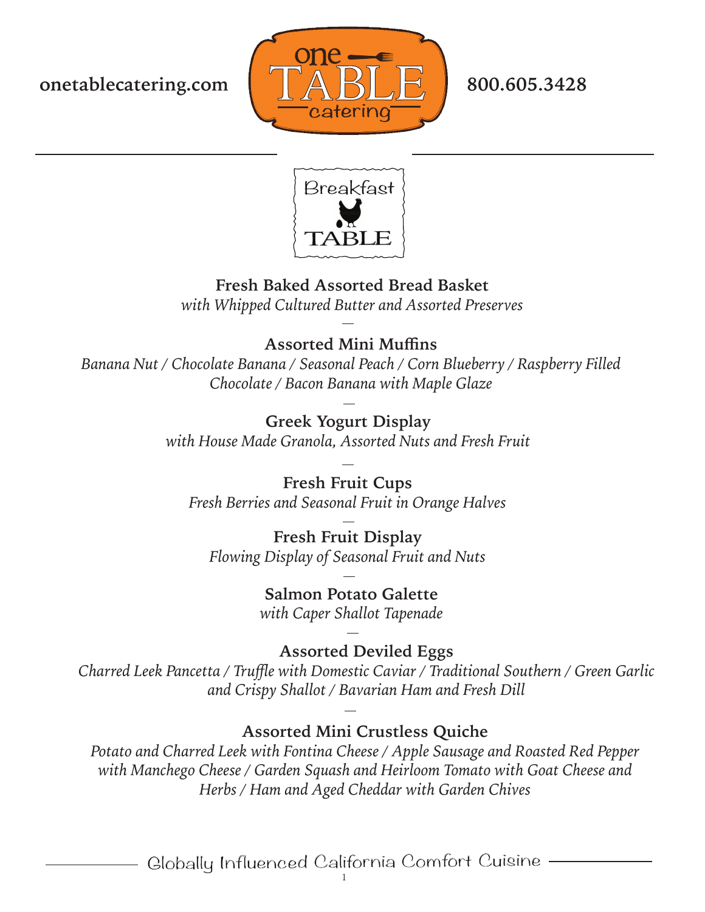onetablecatering.com

one TABLE catering

800.605.3428

# Breakfast TABLE

**Fresh Baked Assorted Bread Basket**
*with Whipped Cultured Butter and Assorted Preserves*

—

**Assorted Mini Muffins**
*Banana Nut / Chocolate Banana / Seasonal Peach / Corn Blueberry / Raspberry Filled Chocolate / Bacon Banana with Maple Glaze*

—

**Greek Yogurt Display**
*with House Made Granola, Assorted Nuts and Fresh Fruit*

—

**Fresh Fruit Cups**
*Fresh Berries and Seasonal Fruit in Orange Halves*

—

**Fresh Fruit Display**
*Flowing Display of Seasonal Fruit and Nuts*

—

**Salmon Potato Galette**
*with Caper Shallot Tapenade*

—

**Assorted Deviled Eggs**
*Charred Leek Pancetta / Truffle with Domestic Caviar / Traditional Southern / Green Garlic and Crispy Shallot / Bavarian Ham and Fresh Dill*

—

**Assorted Mini Crustless Quiche**
*Potato and Charred Leek with Fontina Cheese / Apple Sausage and Roasted Red Pepper with Manchego Cheese / Garden Squash and Heirloom Tomato with Goat Cheese and Herbs / Ham and Aged Cheddar with Garden Chives*

Globally Influenced California Comfort Cuisine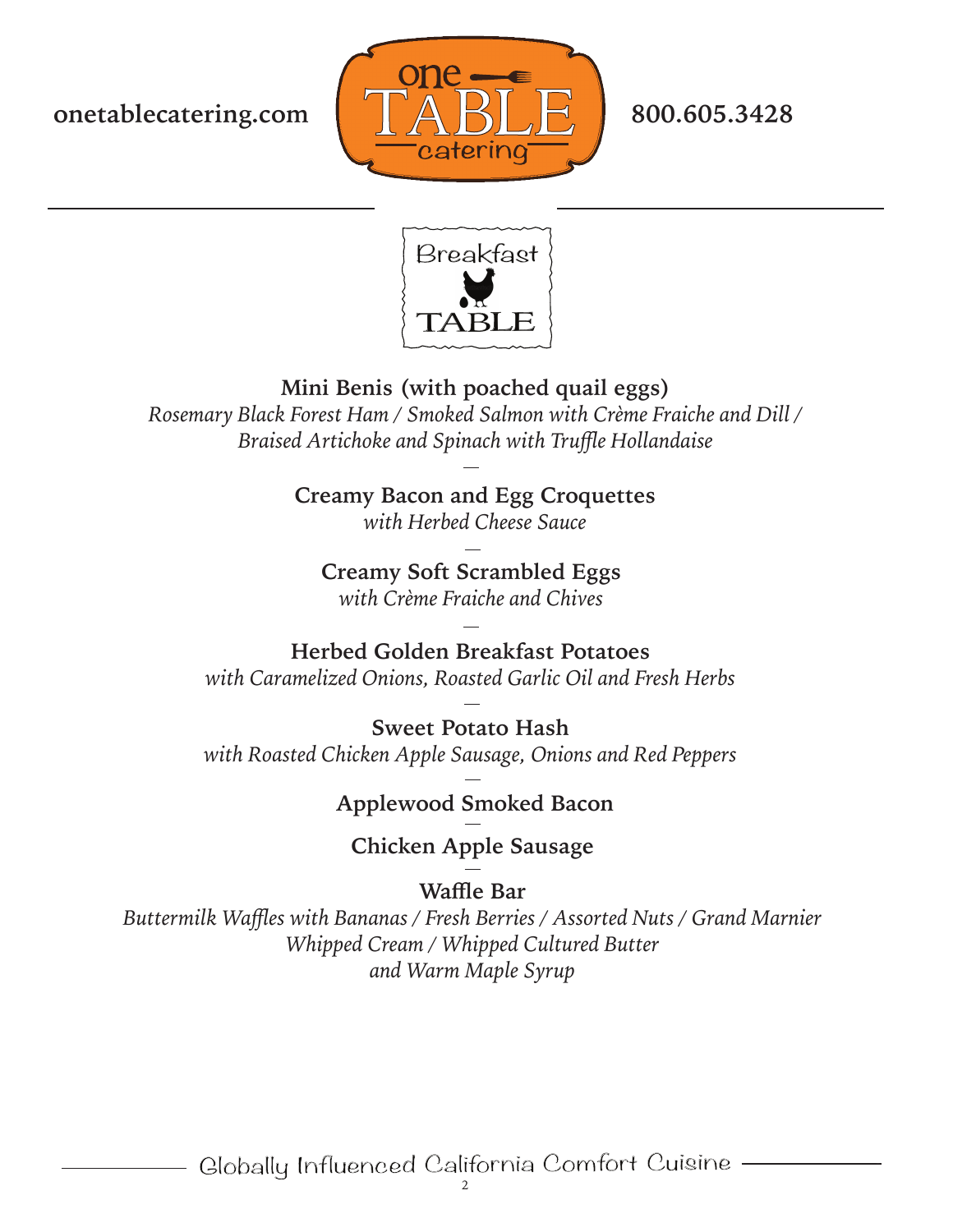onetablecatering.com

one TABLE catering

800.605.3428

# Breakfast TABLE

**Mini Benis (with poached quail eggs)**
*Rosemary Black Forest Ham / Smoked Salmon with Crème Fraiche and Dill / Braised Artichoke and Spinach with Truffle Hollandaise*

—

**Creamy Bacon and Egg Croquettes**
*with Herbed Cheese Sauce*

—

**Creamy Soft Scrambled Eggs**
*with Crème Fraiche and Chives*

—

**Herbed Golden Breakfast Potatoes**
*with Caramelized Onions, Roasted Garlic Oil and Fresh Herbs*

—

**Sweet Potato Hash**
*with Roasted Chicken Apple Sausage, Onions and Red Peppers*

—

**Applewood Smoked Bacon**

—

**Chicken Apple Sausage**

—

**Waffle Bar**
*Buttermilk Waffles with Bananas / Fresh Berries / Assorted Nuts / Grand Marnier Whipped Cream / Whipped Cultured Butter and Warm Maple Syrup*

Globally Influenced California Comfort Cuisine